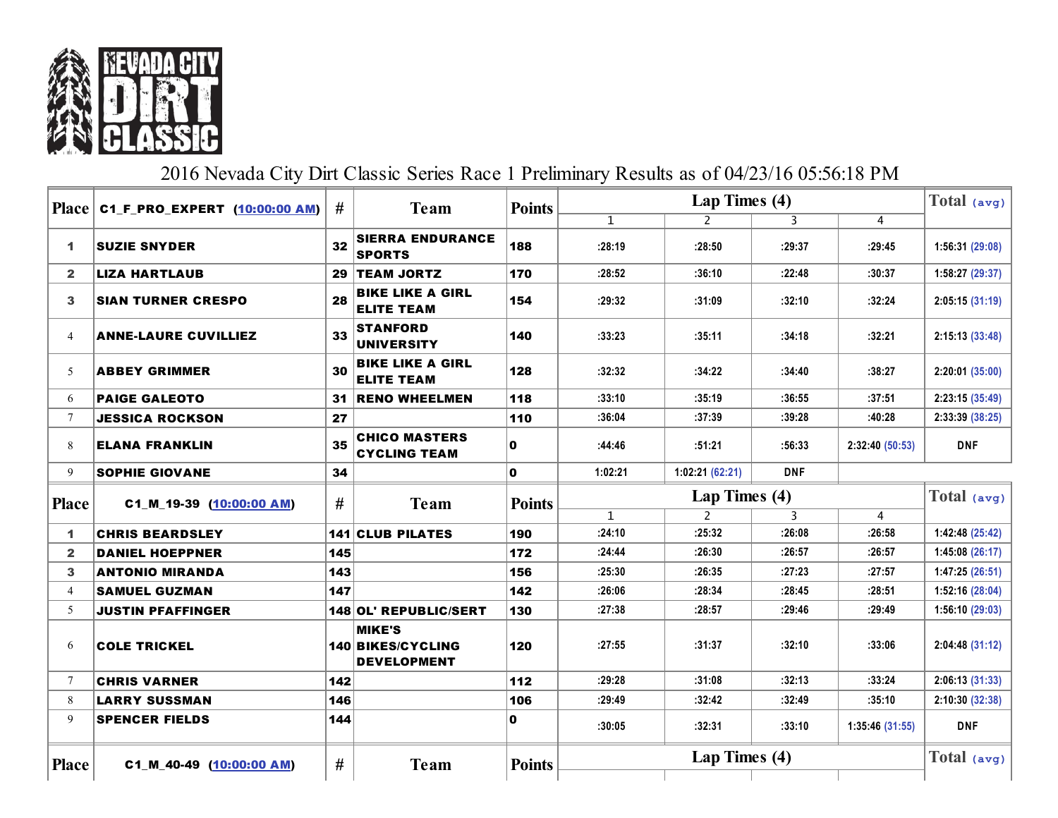NEVADA CITY DIRT CLASSIC

# 2016 Nevada City Dirt Classic Series Race 1 Preliminary Results as of 04/23/16 05:56:18 PM

| Place | C1_F_PRO_EXPERT (10:00:00 AM) | # | Team | Points | Lap Times (4) 1 | 2 | 3 | 4 | Total (avg) |
|---|---|---|---|---|---|---|---|---|---|
| 1 | SUZIE SNYDER | 32 | SIERRA ENDURANCE SPORTS | 188 | :28:19 | :28:50 | :29:37 | :29:45 | 1:56:31 (29:08) |
| 2 | LIZA HARTLAUB | 29 | TEAM JORTZ | 170 | :28:52 | :36:10 | :22:48 | :30:37 | 1:58:27 (29:37) |
| 3 | SIAN TURNER CRESPO | 28 | BIKE LIKE A GIRL ELITE TEAM | 154 | :29:32 | :31:09 | :32:10 | :32:24 | 2:05:15 (31:19) |
| 4 | ANNE-LAURE CUVILLIEZ | 33 | STANFORD UNIVERSITY | 140 | :33:23 | :35:11 | :34:18 | :32:21 | 2:15:13 (33:48) |
| 5 | ABBEY GRIMMER | 30 | BIKE LIKE A GIRL ELITE TEAM | 128 | :32:32 | :34:22 | :34:40 | :38:27 | 2:20:01 (35:00) |
| 6 | PAIGE GALEOTO | 31 | RENO WHEELMEN | 118 | :33:10 | :35:19 | :36:55 | :37:51 | 2:23:15 (35:49) |
| 7 | JESSICA ROCKSON | 27 | | 110 | :36:04 | :37:39 | :39:28 | :40:28 | 2:33:39 (38:25) |
| 8 | ELANA FRANKLIN | 35 | CHICO MASTERS CYCLING TEAM | 0 | :44:46 | :51:21 | :56:33 | 2:32:40 (50:53) | DNF |
| 9 | SOPHIE GIOVANE | 34 | | 0 | 1:02:21 | 1:02:21 (62:21) | DNF | | |

| Place | C1_M_19-39 (10:00:00 AM) | # | Team | Points | Lap Times (4) 1 | 2 | 3 | 4 | Total (avg) |
|---|---|---|---|---|---|---|---|---|---|
| 1 | CHRIS BEARDSLEY | 141 | CLUB PILATES | 190 | :24:10 | :25:32 | :26:08 | :26:58 | 1:42:48 (25:42) |
| 2 | DANIEL HOEPPNER | 145 | | 172 | :24:44 | :26:30 | :26:57 | :26:57 | 1:45:08 (26:17) |
| 3 | ANTONIO MIRANDA | 143 | | 156 | :25:30 | :26:35 | :27:23 | :27:57 | 1:47:25 (26:51) |
| 4 | SAMUEL GUZMAN | 147 | | 142 | :26:06 | :28:34 | :28:45 | :28:51 | 1:52:16 (28:04) |
| 5 | JUSTIN PFAFFINGER | 148 | OL' REPUBLIC/SERT | 130 | :27:38 | :28:57 | :29:46 | :29:49 | 1:56:10 (29:03) |
| 6 | COLE TRICKEL | 140 | MIKE'S BIKES/CYCLING DEVELOPMENT | 120 | :27:55 | :31:37 | :32:10 | :33:06 | 2:04:48 (31:12) |
| 7 | CHRIS VARNER | 142 | | 112 | :29:28 | :31:08 | :32:13 | :33:24 | 2:06:13 (31:33) |
| 8 | LARRY SUSSMAN | 146 | | 106 | :29:49 | :32:42 | :32:49 | :35:10 | 2:10:30 (32:38) |
| 9 | SPENCER FIELDS | 144 | | 0 | :30:05 | :32:31 | :33:10 | 1:35:46 (31:55) | DNF |

| Place | C1_M_40-49 (10:00:00 AM) | # | Team | Points | Lap Times (4) | | | | Total (avg) |
|---|---|---|---|---|---|---|---|---|---|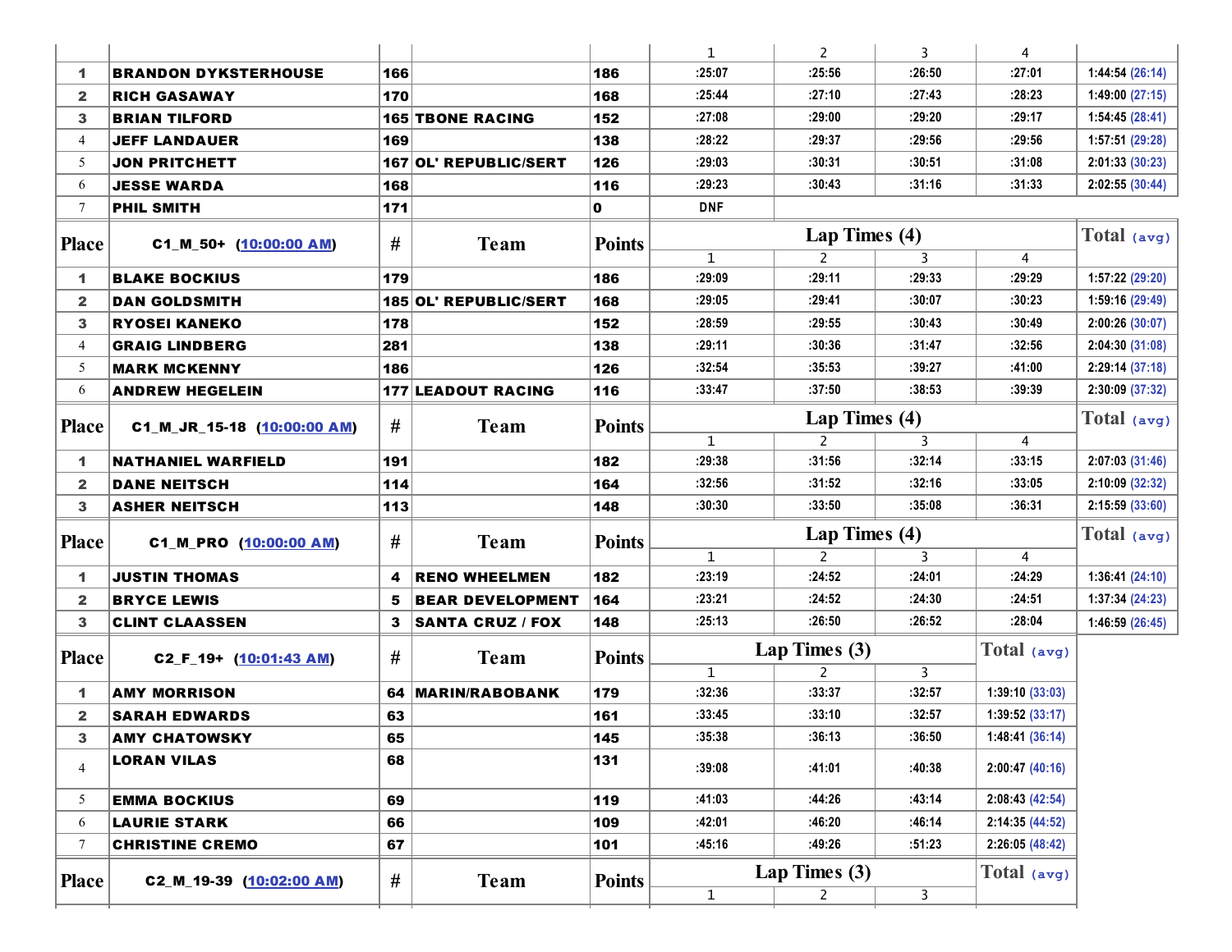| | | | | | 1 | 2 | 3 | 4 | |
|---|---|---|---|---|---|---|---|---|---|
| 1 | BRANDON DYKSTERHOUSE | 166 | | 186 | :25:07 | :25:56 | :26:50 | :27:01 | 1:44:54 (26:14) |
| 2 | RICH GASAWAY | 170 | | 168 | :25:44 | :27:10 | :27:43 | :28:23 | 1:49:00 (27:15) |
| 3 | BRIAN TILFORD | 165 | TBONE RACING | 152 | :27:08 | :29:00 | :29:20 | :29:17 | 1:54:45 (28:41) |
| 4 | JEFF LANDAUER | 169 | | 138 | :28:22 | :29:37 | :29:56 | :29:56 | 1:57:51 (29:28) |
| 5 | JON PRITCHETT | 167 | OL' REPUBLIC/SERT | 126 | :29:03 | :30:31 | :30:51 | :31:08 | 2:01:33 (30:23) |
| 6 | JESSE WARDA | 168 | | 116 | :29:23 | :30:43 | :31:16 | :31:33 | 2:02:55 (30:44) |
| 7 | PHIL SMITH | 171 | | 0 | DNF | | | | |

| Place | C1_M_50+ (10:00:00 AM) | # | Team | Points | Lap Times (4) | | | | Total (avg) |
|---|---|---|---|---|---|---|---|---|---|
| | | | | | 1 | 2 | 3 | 4 | |
| 1 | BLAKE BOCKIUS | 179 | | 186 | :29:09 | :29:11 | :29:33 | :29:29 | 1:57:22 (29:20) |
| 2 | DAN GOLDSMITH | 185 | OL' REPUBLIC/SERT | 168 | :29:05 | :29:41 | :30:07 | :30:23 | 1:59:16 (29:49) |
| 3 | RYOSEI KANEKO | 178 | | 152 | :28:59 | :29:55 | :30:43 | :30:49 | 2:00:26 (30:07) |
| 4 | GRAIG LINDBERG | 281 | | 138 | :29:11 | :30:36 | :31:47 | :32:56 | 2:04:30 (31:08) |
| 5 | MARK MCKENNY | 186 | | 126 | :32:54 | :35:53 | :39:27 | :41:00 | 2:29:14 (37:18) |
| 6 | ANDREW HEGELEIN | 177 | LEADOUT RACING | 116 | :33:47 | :37:50 | :38:53 | :39:39 | 2:30:09 (37:32) |

| Place | C1_M_JR_15-18 (10:00:00 AM) | # | Team | Points | Lap Times (4) | | | | Total (avg) |
|---|---|---|---|---|---|---|---|---|---|
| | | | | | 1 | 2 | 3 | 4 | |
| 1 | NATHANIEL WARFIELD | 191 | | 182 | :29:38 | :31:56 | :32:14 | :33:15 | 2:07:03 (31:46) |
| 2 | DANE NEITSCH | 114 | | 164 | :32:56 | :31:52 | :32:16 | :33:05 | 2:10:09 (32:32) |
| 3 | ASHER NEITSCH | 113 | | 148 | :30:30 | :33:50 | :35:08 | :36:31 | 2:15:59 (33:60) |

| Place | C1_M_PRO (10:00:00 AM) | # | Team | Points | Lap Times (4) | | | | Total (avg) |
|---|---|---|---|---|---|---|---|---|---|
| | | | | | 1 | 2 | 3 | 4 | |
| 1 | JUSTIN THOMAS | 4 | RENO WHEELMEN | 182 | :23:19 | :24:52 | :24:01 | :24:29 | 1:36:41 (24:10) |
| 2 | BRYCE LEWIS | 5 | BEAR DEVELOPMENT | 164 | :23:21 | :24:52 | :24:30 | :24:51 | 1:37:34 (24:23) |
| 3 | CLINT CLAASSEN | 3 | SANTA CRUZ / FOX | 148 | :25:13 | :26:50 | :26:52 | :28:04 | 1:46:59 (26:45) |

| Place | C2_F_19+ (10:01:43 AM) | # | Team | Points | Lap Times (3) | | | Total (avg) |
|---|---|---|---|---|---|---|---|---|
| | | | | | 1 | 2 | 3 | |
| 1 | AMY MORRISON | 64 | MARIN/RABOBANK | 179 | :32:36 | :33:37 | :32:57 | 1:39:10 (33:03) |
| 2 | SARAH EDWARDS | 63 | | 161 | :33:45 | :33:10 | :32:57 | 1:39:52 (33:17) |
| 3 | AMY CHATOWSKY | 65 | | 145 | :35:38 | :36:13 | :36:50 | 1:48:41 (36:14) |
| 4 | LORAN VILAS | 68 | | 131 | :39:08 | :41:01 | :40:38 | 2:00:47 (40:16) |
| 5 | EMMA BOCKIUS | 69 | | 119 | :41:03 | :44:26 | :43:14 | 2:08:43 (42:54) |
| 6 | LAURIE STARK | 66 | | 109 | :42:01 | :46:20 | :46:14 | 2:14:35 (44:52) |
| 7 | CHRISTINE CREMO | 67 | | 101 | :45:16 | :49:26 | :51:23 | 2:26:05 (48:42) |

| Place | C2_M_19-39 (10:02:00 AM) | # | Team | Points | Lap Times (3) | | | Total (avg) |
|---|---|---|---|---|---|---|---|---|
| | | | | | 1 | 2 | 3 | |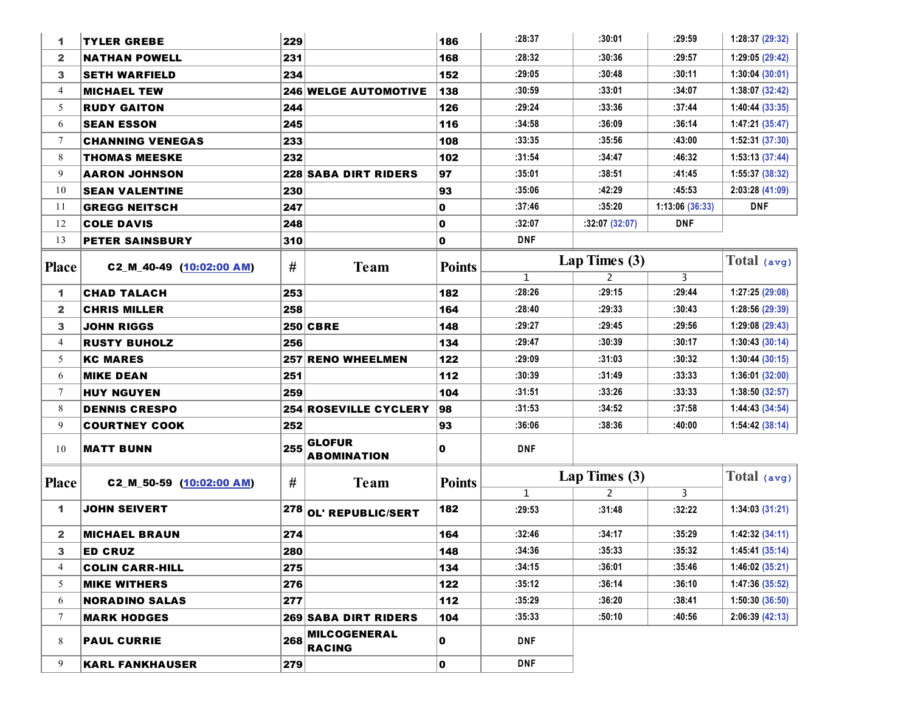| Place | | # | Team | Points | 1 | 2 | 3 | Total (avg) |
|---|---|---|---|---|---|---|---|---|
| 1 | TYLER GREBE | 229 | | 186 | :28:37 | :30:01 | :29:59 | 1:28:37 (29:32) |
| 2 | NATHAN POWELL | 231 | | 168 | :28:32 | :30:36 | :29:57 | 1:29:05 (29:42) |
| 3 | SETH WARFIELD | 234 | | 152 | :29:05 | :30:48 | :30:11 | 1:30:04 (30:01) |
| 4 | MICHAEL TEW | 246 | WELGE AUTOMOTIVE | 138 | :30:59 | :33:01 | :34:07 | 1:38:07 (32:42) |
| 5 | RUDY GAITON | 244 | | 126 | :29:24 | :33:36 | :37:44 | 1:40:44 (33:35) |
| 6 | SEAN ESSON | 245 | | 116 | :34:58 | :36:09 | :36:14 | 1:47:21 (35:47) |
| 7 | CHANNING VENEGAS | 233 | | 108 | :33:35 | :35:56 | :43:00 | 1:52:31 (37:30) |
| 8 | THOMAS MEESKE | 232 | | 102 | :31:54 | :34:47 | :46:32 | 1:53:13 (37:44) |
| 9 | AARON JOHNSON | 228 | SABA DIRT RIDERS | 97 | :35:01 | :38:51 | :41:45 | 1:55:37 (38:32) |
| 10 | SEAN VALENTINE | 230 | | 93 | :35:06 | :42:29 | :45:53 | 2:03:28 (41:09) |
| 11 | GREGG NEITSCH | 247 | | 0 | :37:46 | :35:20 | 1:13:06 (36:33) | DNF |
| 12 | COLE DAVIS | 248 | | 0 | :32:07 | :32:07 (32:07) | DNF | |
| 13 | PETER SAINSBURY | 310 | | 0 | DNF | | | |

| Place | C2_M_40-49 (10:02:00 AM) | # | Team | Points | Lap Times (3) | | | Total (avg) |
|---|---|---|---|---|---|---|---|---|
| | | | | | 1 | 2 | 3 | |
| 1 | CHAD TALACH | 253 | | 182 | :28:26 | :29:15 | :29:44 | 1:27:25 (29:08) |
| 2 | CHRIS MILLER | 258 | | 164 | :28:40 | :29:33 | :30:43 | 1:28:56 (29:39) |
| 3 | JOHN RIGGS | 250 | CBRE | 148 | :29:27 | :29:45 | :29:56 | 1:29:08 (29:43) |
| 4 | RUSTY BUHOLZ | 256 | | 134 | :29:47 | :30:39 | :30:17 | 1:30:43 (30:14) |
| 5 | KC MARES | 257 | RENO WHEELMEN | 122 | :29:09 | :31:03 | :30:32 | 1:30:44 (30:15) |
| 6 | MIKE DEAN | 251 | | 112 | :30:39 | :31:49 | :33:33 | 1:36:01 (32:00) |
| 7 | HUY NGUYEN | 259 | | 104 | :31:51 | :33:26 | :33:33 | 1:38:50 (32:57) |
| 8 | DENNIS CRESPO | 254 | ROSEVILLE CYCLERY | 98 | :31:53 | :34:52 | :37:58 | 1:44:43 (34:54) |
| 9 | COURTNEY COOK | 252 | | 93 | :36:06 | :38:36 | :40:00 | 1:54:42 (38:14) |
| 10 | MATT BUNN | 255 | GLOFUR ABOMINATION | 0 | DNF | | | |

| Place | C2_M_50-59 (10:02:00 AM) | # | Team | Points | Lap Times (3) | | | Total (avg) |
|---|---|---|---|---|---|---|---|---|
| | | | | | 1 | 2 | 3 | |
| 1 | JOHN SEIVERT | 278 | OL' REPUBLIC/SERT | 182 | :29:53 | :31:48 | :32:22 | 1:34:03 (31:21) |
| 2 | MICHAEL BRAUN | 274 | | 164 | :32:46 | :34:17 | :35:29 | 1:42:32 (34:11) |
| 3 | ED CRUZ | 280 | | 148 | :34:36 | :35:33 | :35:32 | 1:45:41 (35:14) |
| 4 | COLIN CARR-HILL | 275 | | 134 | :34:15 | :36:01 | :35:46 | 1:46:02 (35:21) |
| 5 | MIKE WITHERS | 276 | | 122 | :35:12 | :36:14 | :36:10 | 1:47:36 (35:52) |
| 6 | NORADINO SALAS | 277 | | 112 | :35:29 | :36:20 | :38:41 | 1:50:30 (36:50) |
| 7 | MARK HODGES | 269 | SABA DIRT RIDERS | 104 | :35:33 | :50:10 | :40:56 | 2:06:39 (42:13) |
| 8 | PAUL CURRIE | 268 | MILCOGENERAL RACING | 0 | DNF | | | |
| 9 | KARL FANKHAUSER | 279 | | 0 | DNF | | | |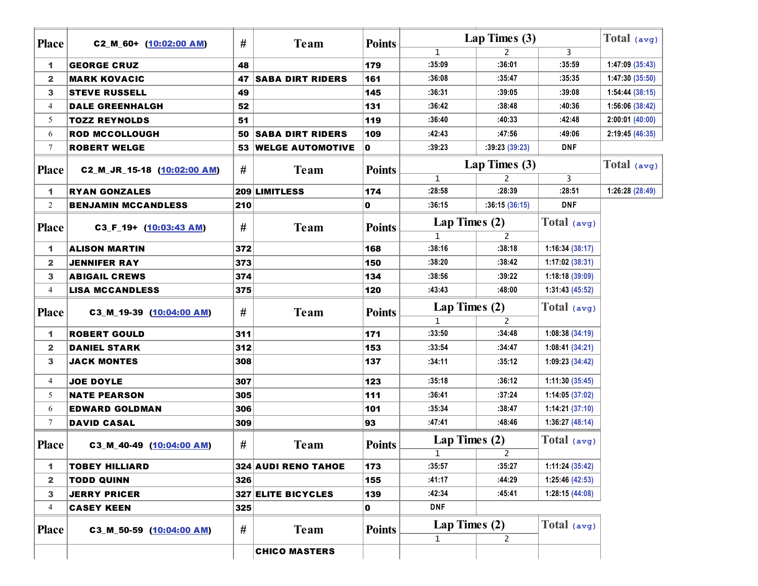| Place | C2_M_60+ (10:02:00 AM) | # | Team | Points | Lap Times (3) | | | Total (avg) |
|---|---|---|---|---|---|---|---|---|
| | | | | | 1 | 2 | 3 | |
| 1 | GEORGE CRUZ | 48 | | 179 | :35:09 | :36:01 | :35:59 | 1:47:09 (35:43) |
| 2 | MARK KOVACIC | 47 | SABA DIRT RIDERS | 161 | :36:08 | :35:47 | :35:35 | 1:47:30 (35:50) |
| 3 | STEVE RUSSELL | 49 | | 145 | :36:31 | :39:05 | :39:08 | 1:54:44 (38:15) |
| 4 | DALE GREENHALGH | 52 | | 131 | :36:42 | :38:48 | :40:36 | 1:56:06 (38:42) |
| 5 | TOZZ REYNOLDS | 51 | | 119 | :36:40 | :40:33 | :42:48 | 2:00:01 (40:00) |
| 6 | ROD MCCOLLOUGH | 50 | SABA DIRT RIDERS | 109 | :42:43 | :47:56 | :49:06 | 2:19:45 (46:35) |
| 7 | ROBERT WELGE | 53 | WELGE AUTOMOTIVE | 0 | :39:23 | :39:23 (39:23) | DNF | |

| Place | C2_M_JR_15-18 (10:02:00 AM) | # | Team | Points | Lap Times (3) | | | Total (avg) |
|---|---|---|---|---|---|---|---|---|
| | | | | | 1 | 2 | 3 | |
| 1 | RYAN GONZALES | 209 | LIMITLESS | 174 | :28:58 | :28:39 | :28:51 | 1:26:28 (28:49) |
| 2 | BENJAMIN MCCANDLESS | 210 | | 0 | :36:15 | :36:15 (36:15) | DNF | |

| Place | C3_F_19+ (10:03:43 AM) | # | Team | Points | Lap Times (2) | | Total (avg) |
|---|---|---|---|---|---|---|---|
| | | | | | 1 | 2 | |
| 1 | ALISON MARTIN | 372 | | 168 | :38:16 | :38:18 | 1:16:34 (38:17) |
| 2 | JENNIFER RAY | 373 | | 150 | :38:20 | :38:42 | 1:17:02 (38:31) |
| 3 | ABIGAIL CREWS | 374 | | 134 | :38:56 | :39:22 | 1:18:18 (39:09) |
| 4 | LISA MCCANDLESS | 375 | | 120 | :43:43 | :48:00 | 1:31:43 (45:52) |

| Place | C3_M_19-39 (10:04:00 AM) | # | Team | Points | Lap Times (2) | | Total (avg) |
|---|---|---|---|---|---|---|---|
| | | | | | 1 | 2 | |
| 1 | ROBERT GOULD | 311 | | 171 | :33:50 | :34:48 | 1:08:38 (34:19) |
| 2 | DANIEL STARK | 312 | | 153 | :33:54 | :34:47 | 1:08:41 (34:21) |
| 3 | JACK MONTES | 308 | | 137 | :34:11 | :35:12 | 1:09:23 (34:42) |
| 4 | JOE DOYLE | 307 | | 123 | :35:18 | :36:12 | 1:11:30 (35:45) |
| 5 | NATE PEARSON | 305 | | 111 | :36:41 | :37:24 | 1:14:05 (37:02) |
| 6 | EDWARD GOLDMAN | 306 | | 101 | :35:34 | :38:47 | 1:14:21 (37:10) |
| 7 | DAVID CASAL | 309 | | 93 | :47:41 | :48:46 | 1:36:27 (48:14) |

| Place | C3_M_40-49 (10:04:00 AM) | # | Team | Points | Lap Times (2) | | Total (avg) |
|---|---|---|---|---|---|---|---|
| | | | | | 1 | 2 | |
| 1 | TOBEY HILLIARD | 324 | AUDI RENO TAHOE | 173 | :35:57 | :35:27 | 1:11:24 (35:42) |
| 2 | TODD QUINN | 326 | | 155 | :41:17 | :44:29 | 1:25:46 (42:53) |
| 3 | JERRY PRICER | 327 | ELITE BICYCLES | 139 | :42:34 | :45:41 | 1:28:15 (44:08) |
| 4 | CASEY KEEN | 325 | | 0 | DNF | | |

| Place | C3_M_50-59 (10:04:00 AM) | # | Team | Points | Lap Times (2) | | Total (avg) |
|---|---|---|---|---|---|---|---|
| | | | | | 1 | 2 | |
| | | | CHICO MASTERS | | | | |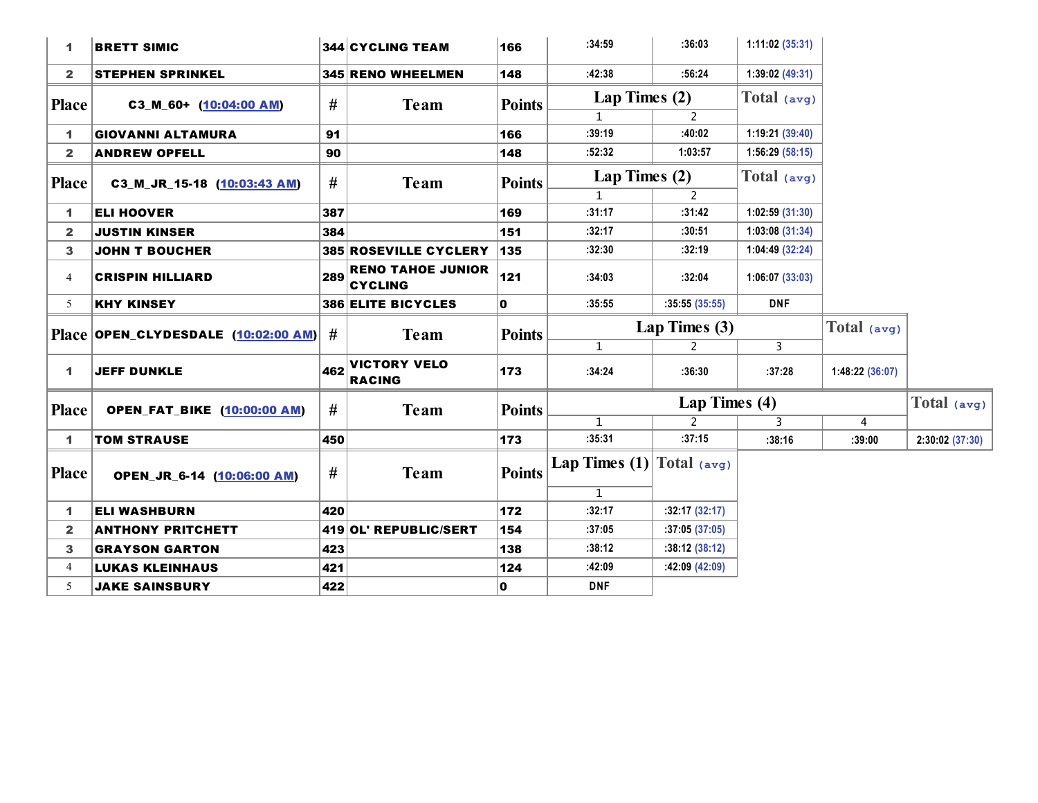| | | | | | | | |
|---|---|---|---|---|---|---|---|
| 1 | BRETT SIMIC | 344 | CYCLING TEAM | 166 | :34:59 | :36:03 | 1:11:02 (35:31) |
| 2 | STEPHEN SPRINKEL | 345 | RENO WHEELMEN | 148 | :42:38 | :56:24 | 1:39:02 (49:31) |

| Place | C3_M_60+ (10:04:00 AM) | # | Team | Points | Lap Times (2) | | Total (avg) |
|---|---|---|---|---|---|---|---|
| | | | | | 1 | 2 | |
| 1 | GIOVANNI ALTAMURA | 91 | | 166 | :39:19 | :40:02 | 1:19:21 (39:40) |
| 2 | ANDREW OPFELL | 90 | | 148 | :52:32 | 1:03:57 | 1:56:29 (58:15) |

| Place | C3_M_JR_15-18 (10:03:43 AM) | # | Team | Points | Lap Times (2) | | Total (avg) |
|---|---|---|---|---|---|---|---|
| | | | | | 1 | 2 | |
| 1 | ELI HOOVER | 387 | | 169 | :31:17 | :31:42 | 1:02:59 (31:30) |
| 2 | JUSTIN KINSER | 384 | | 151 | :32:17 | :30:51 | 1:03:08 (31:34) |
| 3 | JOHN T BOUCHER | 385 | ROSEVILLE CYCLERY | 135 | :32:30 | :32:19 | 1:04:49 (32:24) |
| 4 | CRISPIN HILLIARD | 289 | RENO TAHOE JUNIOR CYCLING | 121 | :34:03 | :32:04 | 1:06:07 (33:03) |
| 5 | KHY KINSEY | 386 | ELITE BICYCLES | 0 | :35:55 | :35:55 (35:55) | DNF |

| Place | OPEN_CLYDESDALE (10:02:00 AM) | # | Team | Points | Lap Times (3) | | | Total (avg) |
|---|---|---|---|---|---|---|---|---|
| | | | | | 1 | 2 | 3 | |
| 1 | JEFF DUNKLE | 462 | VICTORY VELO RACING | 173 | :34:24 | :36:30 | :37:28 | 1:48:22 (36:07) |

| Place | OPEN_FAT_BIKE (10:00:00 AM) | # | Team | Points | Lap Times (4) | | | | Total (avg) |
|---|---|---|---|---|---|---|---|---|---|
| | | | | | 1 | 2 | 3 | 4 | |
| 1 | TOM STRAUSE | 450 | | 173 | :35:31 | :37:15 | :38:16 | :39:00 | 2:30:02 (37:30) |

| Place | OPEN_JR_6-14 (10:06:00 AM) | # | Team | Points | Lap Times (1) | Total (avg) |
|---|---|---|---|---|---|---|
| | | | | | 1 | |
| 1 | ELI WASHBURN | 420 | | 172 | :32:17 | :32:17 (32:17) |
| 2 | ANTHONY PRITCHETT | 419 | OL' REPUBLIC/SERT | 154 | :37:05 | :37:05 (37:05) |
| 3 | GRAYSON GARTON | 423 | | 138 | :38:12 | :38:12 (38:12) |
| 4 | LUKAS KLEINHAUS | 421 | | 124 | :42:09 | :42:09 (42:09) |
| 5 | JAKE SAINSBURY | 422 | | 0 | DNF | |